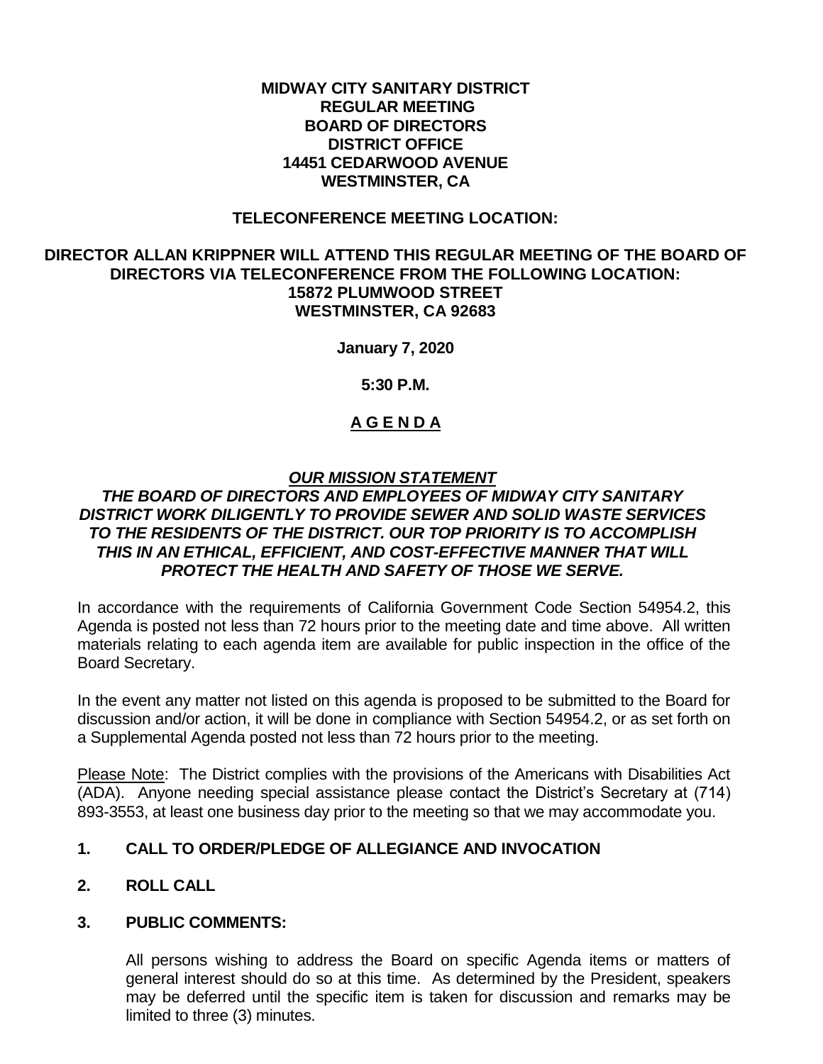**MIDWAY CITY SANITARY DISTRICT**
**REGULAR MEETING**
**BOARD OF DIRECTORS**
**DISTRICT OFFICE**
**14451 CEDARWOOD AVENUE**
**WESTMINSTER, CA**

**TELECONFERENCE MEETING LOCATION:**

**DIRECTOR ALLAN KRIPPNER WILL ATTEND THIS REGULAR MEETING OF THE BOARD OF DIRECTORS VIA TELECONFERENCE FROM THE FOLLOWING LOCATION:**
**15872 PLUMWOOD STREET**
**WESTMINSTER, CA 92683**

**January 7, 2020**

**5:30 P.M.**

# A G E N D A

***OUR MISSION STATEMENT***

***THE BOARD OF DIRECTORS AND EMPLOYEES OF MIDWAY CITY SANITARY DISTRICT WORK DILIGENTLY TO PROVIDE SEWER AND SOLID WASTE SERVICES TO THE RESIDENTS OF THE DISTRICT. OUR TOP PRIORITY IS TO ACCOMPLISH THIS IN AN ETHICAL, EFFICIENT, AND COST-EFFECTIVE MANNER THAT WILL PROTECT THE HEALTH AND SAFETY OF THOSE WE SERVE.***

In accordance with the requirements of California Government Code Section 54954.2, this Agenda is posted not less than 72 hours prior to the meeting date and time above. All written materials relating to each agenda item are available for public inspection in the office of the Board Secretary.

In the event any matter not listed on this agenda is proposed to be submitted to the Board for discussion and/or action, it will be done in compliance with Section 54954.2, or as set forth on a Supplemental Agenda posted not less than 72 hours prior to the meeting.

Please Note: The District complies with the provisions of the Americans with Disabilities Act (ADA). Anyone needing special assistance please contact the District's Secretary at (714) 893-3553, at least one business day prior to the meeting so that we may accommodate you.

**1. CALL TO ORDER/PLEDGE OF ALLEGIANCE AND INVOCATION**

**2. ROLL CALL**

**3. PUBLIC COMMENTS:**

All persons wishing to address the Board on specific Agenda items or matters of general interest should do so at this time. As determined by the President, speakers may be deferred until the specific item is taken for discussion and remarks may be limited to three (3) minutes.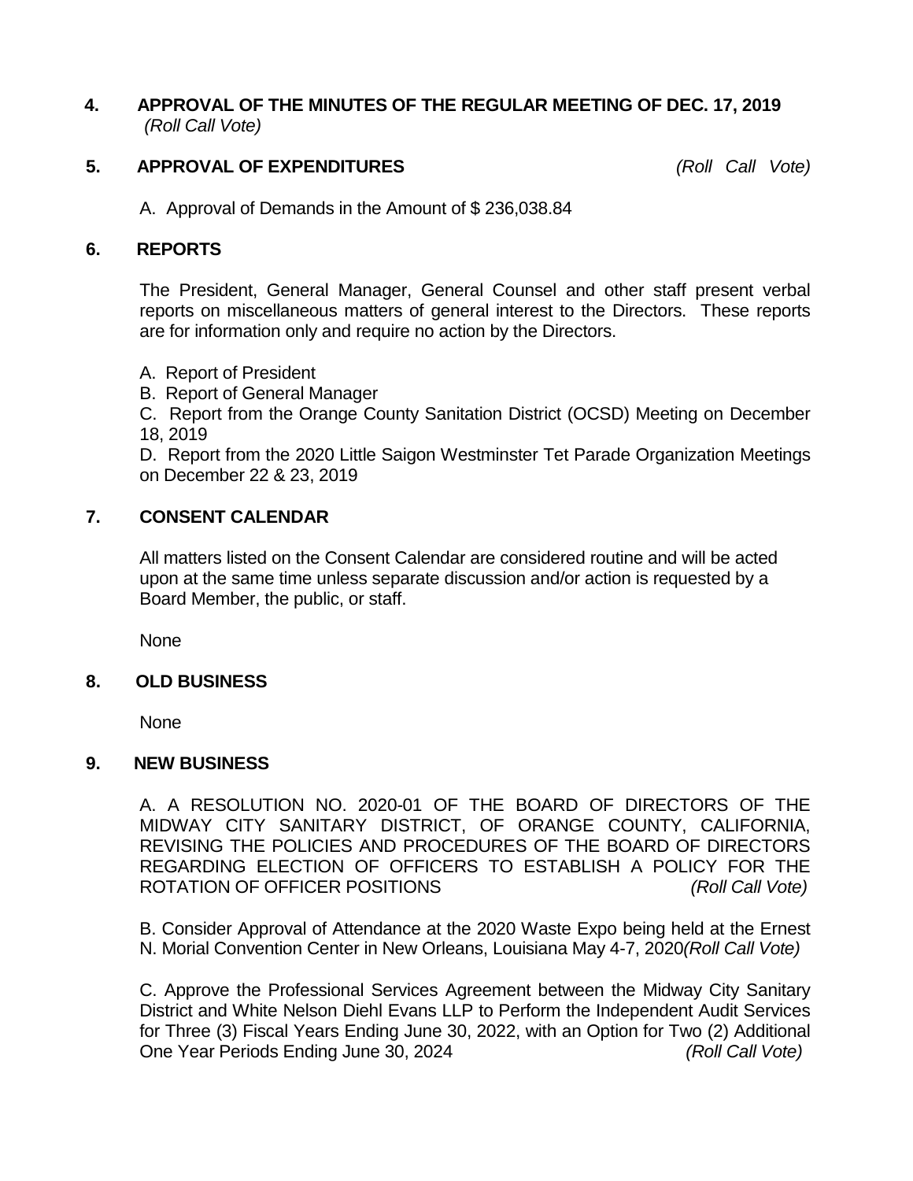**4. APPROVAL OF THE MINUTES OF THE REGULAR MEETING OF DEC. 17, 2019**
*(Roll Call Vote)*

**5. APPROVAL OF EXPENDITURES** *(Roll Call Vote)*

A. Approval of Demands in the Amount of $ 236,038.84

**6. REPORTS**

The President, General Manager, General Counsel and other staff present verbal reports on miscellaneous matters of general interest to the Directors. These reports are for information only and require no action by the Directors.

A. Report of President

B. Report of General Manager

C. Report from the Orange County Sanitation District (OCSD) Meeting on December 18, 2019

D. Report from the 2020 Little Saigon Westminster Tet Parade Organization Meetings on December 22 & 23, 2019

**7. CONSENT CALENDAR**

All matters listed on the Consent Calendar are considered routine and will be acted upon at the same time unless separate discussion and/or action is requested by a Board Member, the public, or staff.

None

**8. OLD BUSINESS**

None

**9. NEW BUSINESS**

A. A RESOLUTION NO. 2020-01 OF THE BOARD OF DIRECTORS OF THE MIDWAY CITY SANITARY DISTRICT, OF ORANGE COUNTY, CALIFORNIA, REVISING THE POLICIES AND PROCEDURES OF THE BOARD OF DIRECTORS REGARDING ELECTION OF OFFICERS TO ESTABLISH A POLICY FOR THE ROTATION OF OFFICER POSITIONS *(Roll Call Vote)*

B. Consider Approval of Attendance at the 2020 Waste Expo being held at the Ernest N. Morial Convention Center in New Orleans, Louisiana May 4-7, 2020*(Roll Call Vote)*

C. Approve the Professional Services Agreement between the Midway City Sanitary District and White Nelson Diehl Evans LLP to Perform the Independent Audit Services for Three (3) Fiscal Years Ending June 30, 2022, with an Option for Two (2) Additional One Year Periods Ending June 30, 2024 *(Roll Call Vote)*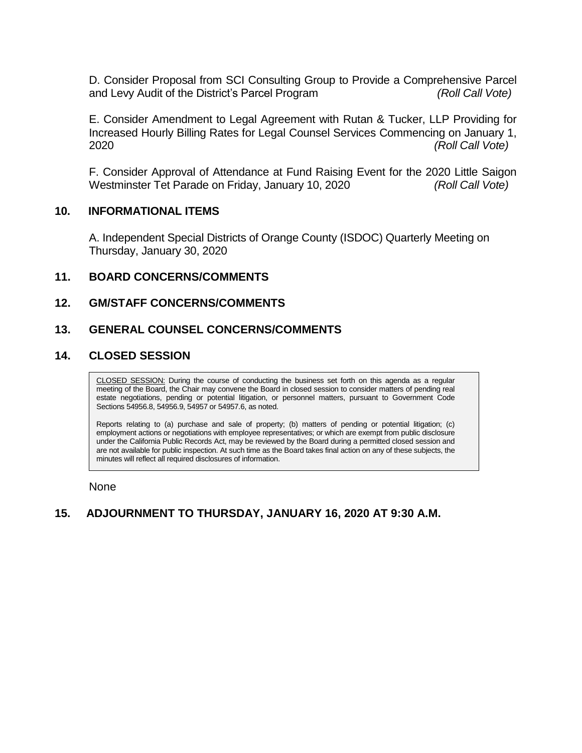D. Consider Proposal from SCI Consulting Group to Provide a Comprehensive Parcel and Levy Audit of the District's Parcel Program *(Roll Call Vote)*

E. Consider Amendment to Legal Agreement with Rutan & Tucker, LLP Providing for Increased Hourly Billing Rates for Legal Counsel Services Commencing on January 1, 2020 *(Roll Call Vote)*

F. Consider Approval of Attendance at Fund Raising Event for the 2020 Little Saigon Westminster Tet Parade on Friday, January 10, 2020 *(Roll Call Vote)*

## 10. INFORMATIONAL ITEMS

A. Independent Special Districts of Orange County (ISDOC) Quarterly Meeting on Thursday, January 30, 2020

## 11. BOARD CONCERNS/COMMENTS

## 12. GM/STAFF CONCERNS/COMMENTS

## 13. GENERAL COUNSEL CONCERNS/COMMENTS

## 14. CLOSED SESSION

> CLOSED SESSION: During the course of conducting the business set forth on this agenda as a regular meeting of the Board, the Chair may convene the Board in closed session to consider matters of pending real estate negotiations, pending or potential litigation, or personnel matters, pursuant to Government Code Sections 54956.8, 54956.9, 54957 or 54957.6, as noted.
>
> Reports relating to (a) purchase and sale of property; (b) matters of pending or potential litigation; (c) employment actions or negotiations with employee representatives; or which are exempt from public disclosure under the California Public Records Act, may be reviewed by the Board during a permitted closed session and are not available for public inspection. At such time as the Board takes final action on any of these subjects, the minutes will reflect all required disclosures of information.

None

## 15. ADJOURNMENT TO THURSDAY, JANUARY 16, 2020 AT 9:30 A.M.